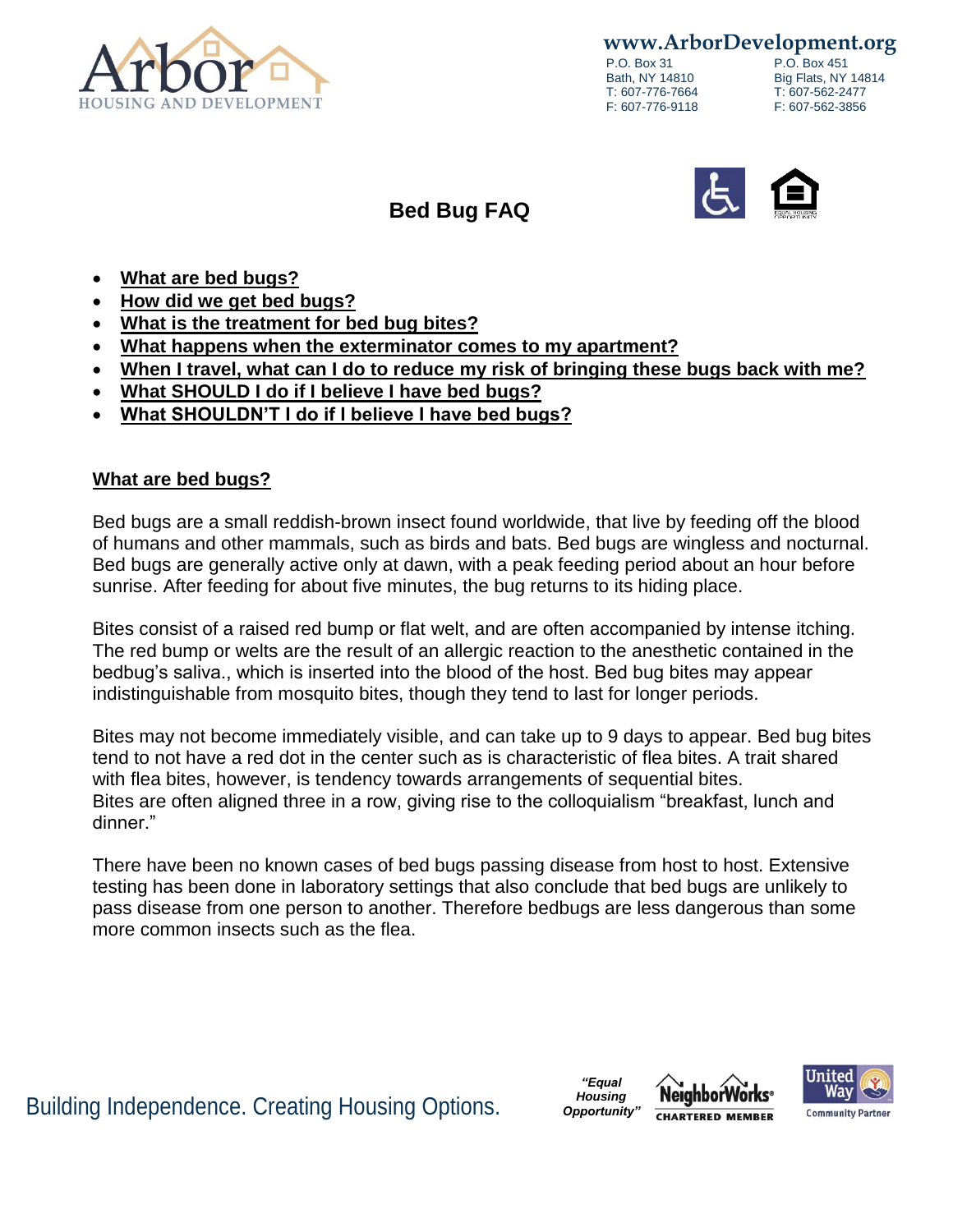**www.ArborDevelopment.org**

P.O. Box 31
Bath, NY 14810
T: 607-776-7664
F: 607-776-9118

P.O. Box 451
Big Flats, NY 14814
T: 607-562-2477
F: 607-562-3856

# Bed Bug FAQ

- **What are bed bugs?**
- **How did we get bed bugs?**
- **What is the treatment for bed bug bites?**
- **What happens when the exterminator comes to my apartment?**
- **When I travel, what can I do to reduce my risk of bringing these bugs back with me?**
- **What SHOULD I do if I believe I have bed bugs?**
- **What SHOULDN'T I do if I believe I have bed bugs?**

## What are bed bugs?

Bed bugs are a small reddish-brown insect found worldwide, that live by feeding off the blood of humans and other mammals, such as birds and bats. Bed bugs are wingless and nocturnal. Bed bugs are generally active only at dawn, with a peak feeding period about an hour before sunrise. After feeding for about five minutes, the bug returns to its hiding place.

Bites consist of a raised red bump or flat welt, and are often accompanied by intense itching. The red bump or welts are the result of an allergic reaction to the anesthetic contained in the bedbug's saliva., which is inserted into the blood of the host. Bed bug bites may appear indistinguishable from mosquito bites, though they tend to last for longer periods.

Bites may not become immediately visible, and can take up to 9 days to appear. Bed bug bites tend to not have a red dot in the center such as is characteristic of flea bites. A trait shared with flea bites, however, is tendency towards arrangements of sequential bites.
Bites are often aligned three in a row, giving rise to the colloquialism "breakfast, lunch and dinner."

There have been no known cases of bed bugs passing disease from host to host. Extensive testing has been done in laboratory settings that also conclude that bed bugs are unlikely to pass disease from one person to another. Therefore bedbugs are less dangerous than some more common insects such as the flea.

Building Independence. Creating Housing Options.

*"Equal Housing Opportunity"*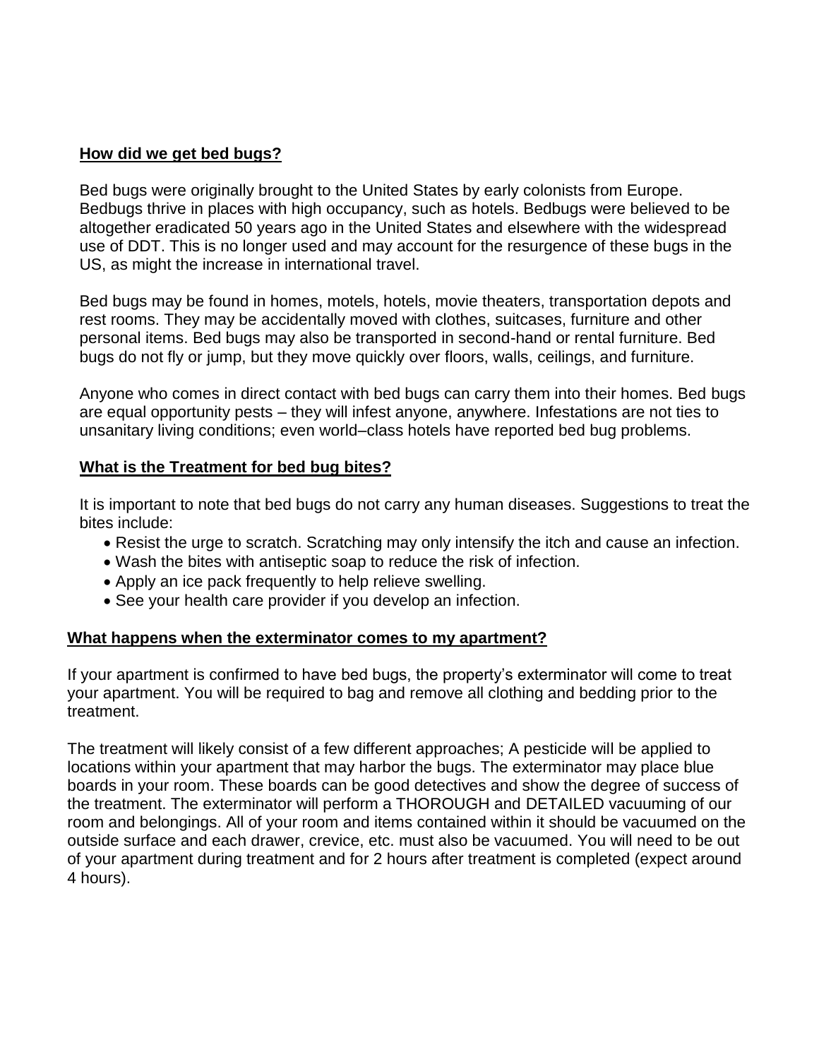## How did we get bed bugs?

Bed bugs were originally brought to the United States by early colonists from Europe. Bedbugs thrive in places with high occupancy, such as hotels. Bedbugs were believed to be altogether eradicated 50 years ago in the United States and elsewhere with the widespread use of DDT. This is no longer used and may account for the resurgence of these bugs in the US, as might the increase in international travel.

Bed bugs may be found in homes, motels, hotels, movie theaters, transportation depots and rest rooms. They may be accidentally moved with clothes, suitcases, furniture and other personal items. Bed bugs may also be transported in second-hand or rental furniture. Bed bugs do not fly or jump, but they move quickly over floors, walls, ceilings, and furniture.

Anyone who comes in direct contact with bed bugs can carry them into their homes. Bed bugs are equal opportunity pests – they will infest anyone, anywhere. Infestations are not ties to unsanitary living conditions; even world–class hotels have reported bed bug problems.

## What is the Treatment for bed bug bites?

It is important to note that bed bugs do not carry any human diseases. Suggestions to treat the bites include:

- Resist the urge to scratch. Scratching may only intensify the itch and cause an infection.
- Wash the bites with antiseptic soap to reduce the risk of infection.
- Apply an ice pack frequently to help relieve swelling.
- See your health care provider if you develop an infection.

## What happens when the exterminator comes to my apartment?

If your apartment is confirmed to have bed bugs, the property's exterminator will come to treat your apartment. You will be required to bag and remove all clothing and bedding prior to the treatment.

The treatment will likely consist of a few different approaches; A pesticide will be applied to locations within your apartment that may harbor the bugs. The exterminator may place blue boards in your room. These boards can be good detectives and show the degree of success of the treatment. The exterminator will perform a THOROUGH and DETAILED vacuuming of our room and belongings. All of your room and items contained within it should be vacuumed on the outside surface and each drawer, crevice, etc. must also be vacuumed. You will need to be out of your apartment during treatment and for 2 hours after treatment is completed (expect around 4 hours).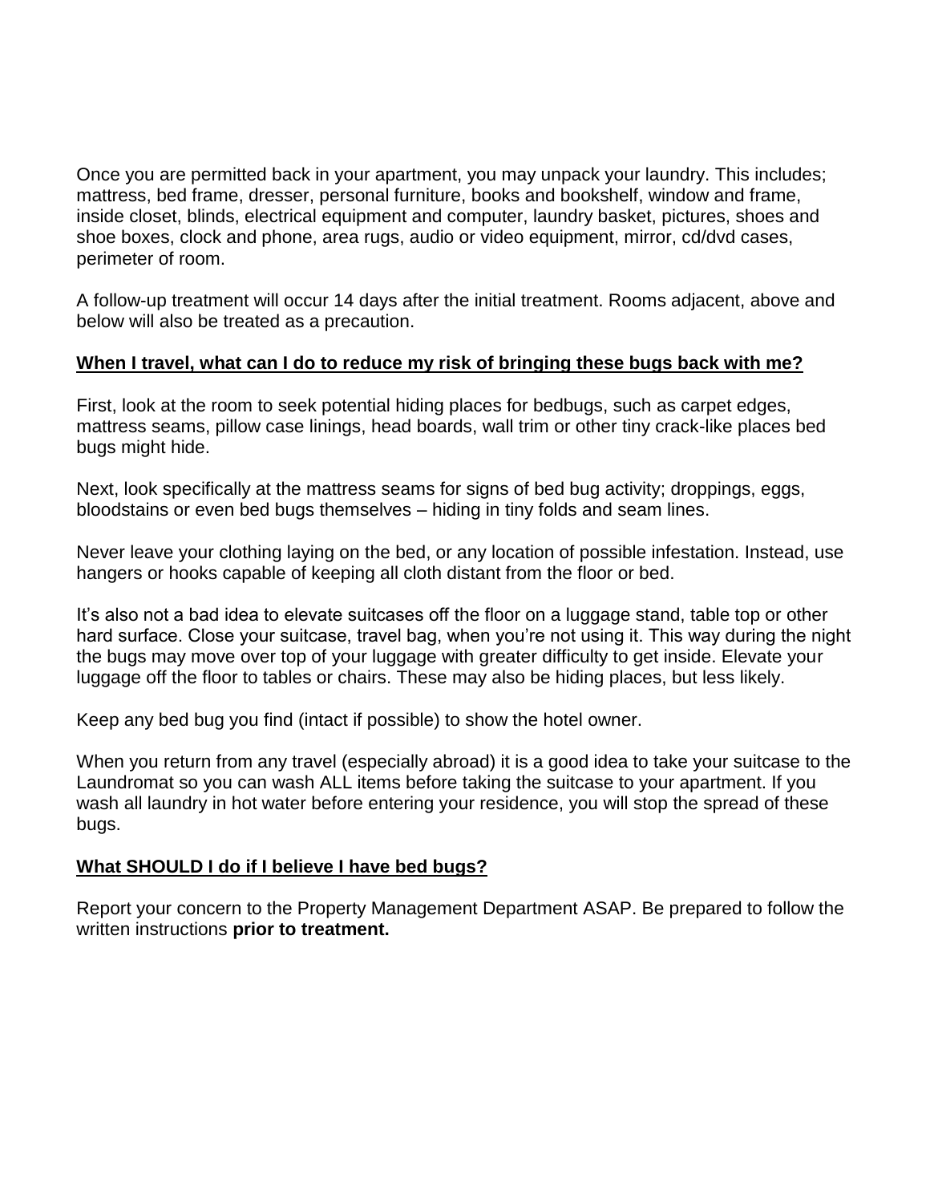Once you are permitted back in your apartment, you may unpack your laundry. This includes; mattress, bed frame, dresser, personal furniture, books and bookshelf, window and frame, inside closet, blinds, electrical equipment and computer, laundry basket, pictures, shoes and shoe boxes, clock and phone, area rugs, audio or video equipment, mirror, cd/dvd cases, perimeter of room.

A follow-up treatment will occur 14 days after the initial treatment. Rooms adjacent, above and below will also be treated as a precaution.

**<u>When I travel, what can I do to reduce my risk of bringing these bugs back with me?</u>**

First, look at the room to seek potential hiding places for bedbugs, such as carpet edges, mattress seams, pillow case linings, head boards, wall trim or other tiny crack-like places bed bugs might hide.

Next, look specifically at the mattress seams for signs of bed bug activity; droppings, eggs, bloodstains or even bed bugs themselves – hiding in tiny folds and seam lines.

Never leave your clothing laying on the bed, or any location of possible infestation. Instead, use hangers or hooks capable of keeping all cloth distant from the floor or bed.

It's also not a bad idea to elevate suitcases off the floor on a luggage stand, table top or other hard surface. Close your suitcase, travel bag, when you're not using it. This way during the night the bugs may move over top of your luggage with greater difficulty to get inside. Elevate your luggage off the floor to tables or chairs. These may also be hiding places, but less likely.

Keep any bed bug you find (intact if possible) to show the hotel owner.

When you return from any travel (especially abroad) it is a good idea to take your suitcase to the Laundromat so you can wash ALL items before taking the suitcase to your apartment. If you wash all laundry in hot water before entering your residence, you will stop the spread of these bugs.

**<u>What SHOULD I do if I believe I have bed bugs?</u>**

Report your concern to the Property Management Department ASAP. Be prepared to follow the written instructions **prior to treatment.**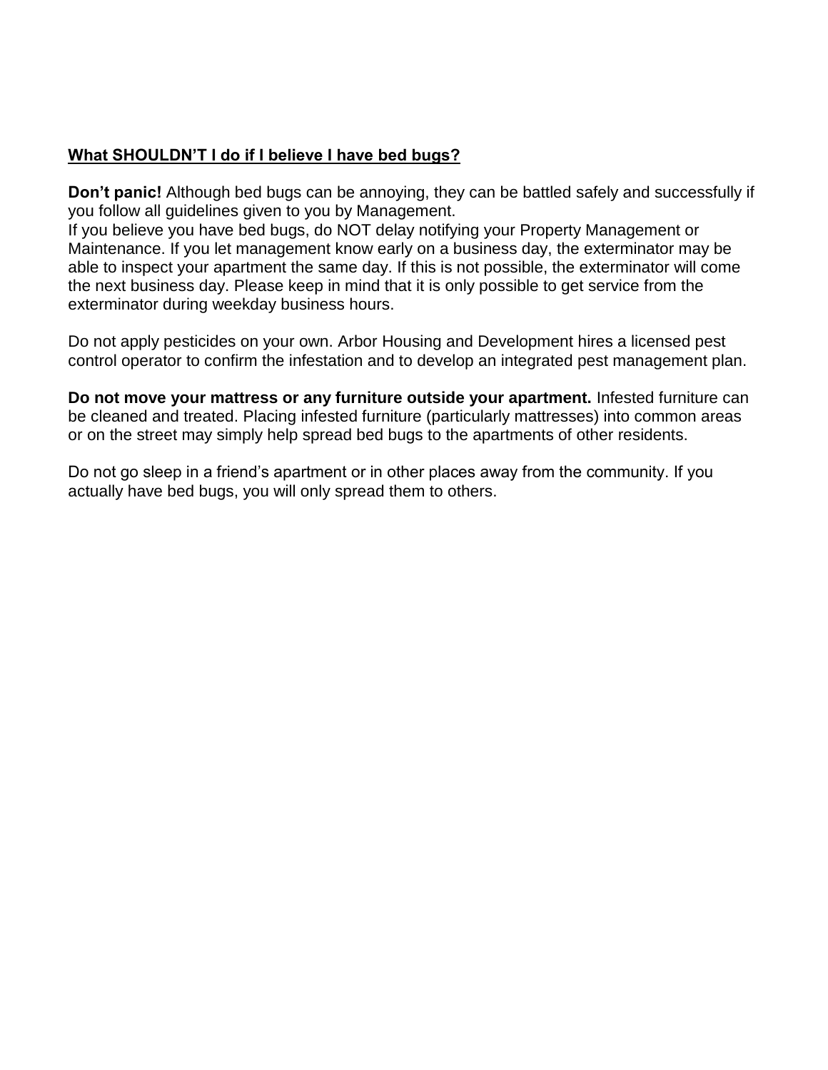## What SHOULDN'T I do if I believe I have bed bugs?

**Don't panic!** Although bed bugs can be annoying, they can be battled safely and successfully if you follow all guidelines given to you by Management.
If you believe you have bed bugs, do NOT delay notifying your Property Management or Maintenance. If you let management know early on a business day, the exterminator may be able to inspect your apartment the same day. If this is not possible, the exterminator will come the next business day. Please keep in mind that it is only possible to get service from the exterminator during weekday business hours.

Do not apply pesticides on your own. Arbor Housing and Development hires a licensed pest control operator to confirm the infestation and to develop an integrated pest management plan.

**Do not move your mattress or any furniture outside your apartment.** Infested furniture can be cleaned and treated. Placing infested furniture (particularly mattresses) into common areas or on the street may simply help spread bed bugs to the apartments of other residents.

Do not go sleep in a friend's apartment or in other places away from the community. If you actually have bed bugs, you will only spread them to others.